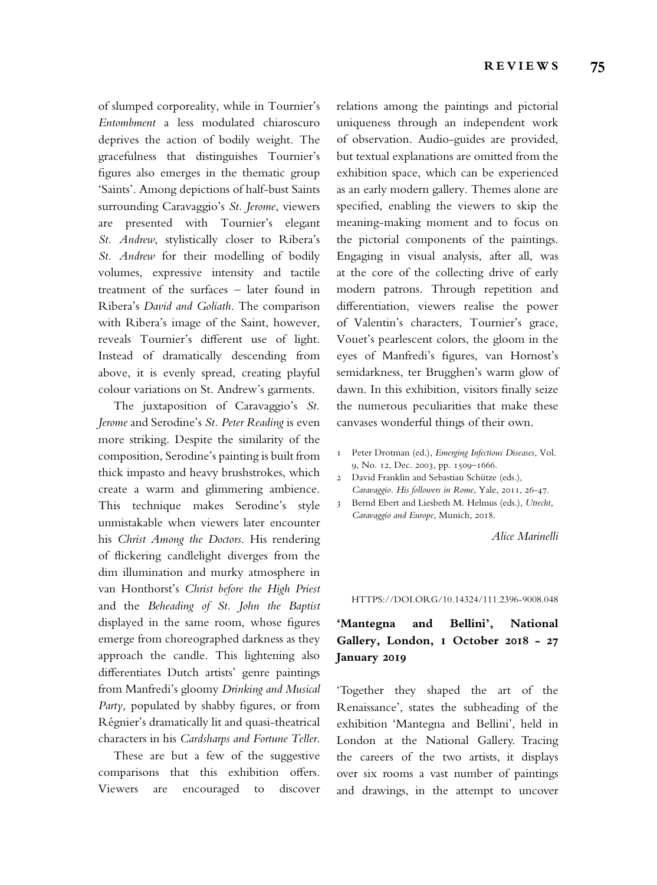of slumped corporeality, while in Tournier's *Entombment* a less modulated chiaroscuro deprives the action of bodily weight. The gracefulness that distinguishes Tournier's figures also emerges in the thematic group 'Saints'. Among depictions of half-bust Saints surrounding Caravaggio's *St. Jerome*, viewers are presented with Tournier's elegant *St. Andrew*, stylistically closer to Ribera's *St. Andrew* for their modelling of bodily volumes, expressive intensity and tactile treatment of the surfaces – later found in Ribera's *David and Goliath*. The comparison with Ribera's image of the Saint, however, reveals Tournier's different use of light. Instead of dramatically descending from above, it is evenly spread, creating playful colour variations on St. Andrew's garments.

The juxtaposition of Caravaggio's *St. Jerome* and Serodine's *St. Peter Reading* is even more striking. Despite the similarity of the composition, Serodine's painting is built from thick impasto and heavy brushstrokes, which create a warm and glimmering ambience. This technique makes Serodine's style unmistakable when viewers later encounter his *Christ Among the Doctors*. His rendering of flickering candlelight diverges from the dim illumination and murky atmosphere in van Honthorst's *Christ before the High Priest* and the *Beheading of St. John the Baptist* displayed in the same room, whose figures emerge from choreographed darkness as they approach the candle. This lightening also differentiates Dutch artists' genre paintings from Manfredi's gloomy *Drinking and Musical Party,* populated by shabby figures, or from Régnier's dramatically lit and quasi-theatrical characters in his *Cardsharps and Fortune Teller*.

These are but a few of the suggestive comparisons that this exhibition offers. Viewers are encouraged to discover relations among the paintings and pictorial uniqueness through an independent work of observation. Audio-guides are provided, but textual explanations are omitted from the exhibition space, which can be experienced as an early modern gallery. Themes alone are specified, enabling the viewers to skip the meaning-making moment and to focus on the pictorial components of the paintings. Engaging in visual analysis, after all, was at the core of the collecting drive of early modern patrons. Through repetition and differentiation, viewers realise the power of Valentin's characters, Tournier's grace, Vouet's pearlescent colors, the gloom in the eyes of Manfredi's figures, van Hornost's semidarkness, ter Brugghen's warm glow of dawn. In this exhibition, visitors finally seize the numerous peculiarities that make these canvases wonderful things of their own.

1 Peter Drotman (ed.), *Emerging Infectious Diseases*, Vol. 9, No. 12, Dec. 2003, pp. 1509–1666.

2 David Franklin and Sebastian Schütze (eds.), *Caravaggio. His followers in Rome*, Yale, 2011, 26-47.

3 Bernd Ebert and Liesbeth M. Helmus (eds.), *Utrecht, Caravaggio and Europe*, Munich, 2018.

*Alice Marinelli*

HTTPS://DOI.ORG/10.14324/111.2396-9008.048

## 'Mantegna and Bellini', National Gallery, London, 1 October 2018 - 27 January 2019

'Together they shaped the art of the Renaissance', states the subheading of the exhibition 'Mantegna and Bellini', held in London at the National Gallery. Tracing the careers of the two artists, it displays over six rooms a vast number of paintings and drawings, in the attempt to uncover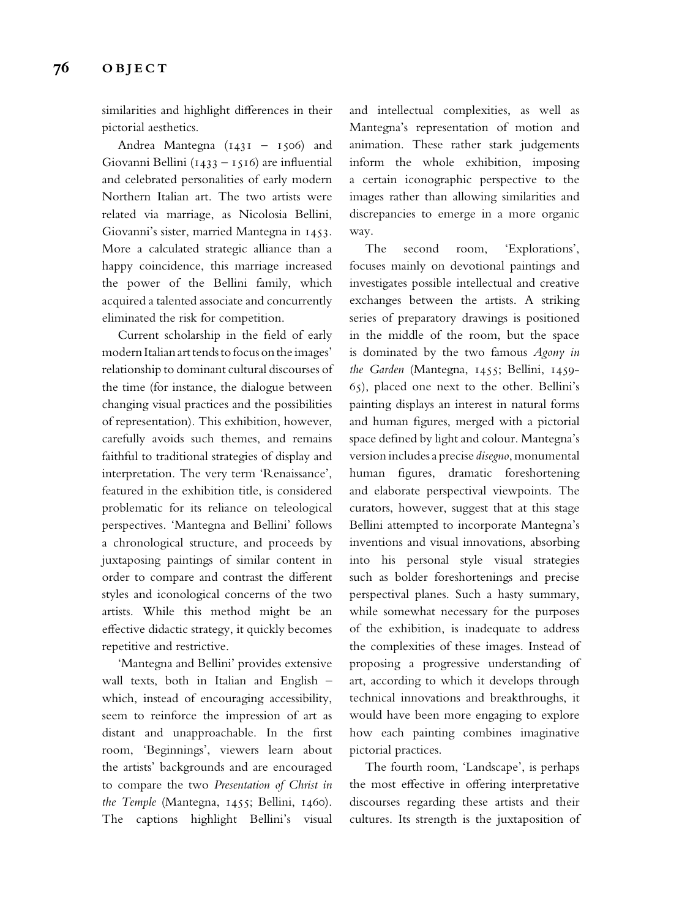similarities and highlight differences in their pictorial aesthetics.

Andrea Mantegna (1431 – 1506) and Giovanni Bellini (1433 – 1516) are influential and celebrated personalities of early modern Northern Italian art. The two artists were related via marriage, as Nicolosia Bellini, Giovanni's sister, married Mantegna in 1453. More a calculated strategic alliance than a happy coincidence, this marriage increased the power of the Bellini family, which acquired a talented associate and concurrently eliminated the risk for competition.

Current scholarship in the field of early modern Italian art tends to focus on the images' relationship to dominant cultural discourses of the time (for instance, the dialogue between changing visual practices and the possibilities of representation). This exhibition, however, carefully avoids such themes, and remains faithful to traditional strategies of display and interpretation. The very term 'Renaissance', featured in the exhibition title, is considered problematic for its reliance on teleological perspectives. 'Mantegna and Bellini' follows a chronological structure, and proceeds by juxtaposing paintings of similar content in order to compare and contrast the different styles and iconological concerns of the two artists. While this method might be an effective didactic strategy, it quickly becomes repetitive and restrictive.

'Mantegna and Bellini' provides extensive wall texts, both in Italian and English – which, instead of encouraging accessibility, seem to reinforce the impression of art as distant and unapproachable. In the first room, 'Beginnings', viewers learn about the artists' backgrounds and are encouraged to compare the two *Presentation of Christ in the Temple* (Mantegna, 1455; Bellini, 1460). The captions highlight Bellini's visual and intellectual complexities, as well as Mantegna's representation of motion and animation. These rather stark judgements inform the whole exhibition, imposing a certain iconographic perspective to the images rather than allowing similarities and discrepancies to emerge in a more organic way.

The second room, 'Explorations', focuses mainly on devotional paintings and investigates possible intellectual and creative exchanges between the artists. A striking series of preparatory drawings is positioned in the middle of the room, but the space is dominated by the two famous *Agony in the Garden* (Mantegna, 1455; Bellini, 1459-65), placed one next to the other. Bellini's painting displays an interest in natural forms and human figures, merged with a pictorial space defined by light and colour. Mantegna's version includes a precise *disegno*, monumental human figures, dramatic foreshortening and elaborate perspectival viewpoints. The curators, however, suggest that at this stage Bellini attempted to incorporate Mantegna's inventions and visual innovations, absorbing into his personal style visual strategies such as bolder foreshortenings and precise perspectival planes. Such a hasty summary, while somewhat necessary for the purposes of the exhibition, is inadequate to address the complexities of these images. Instead of proposing a progressive understanding of art, according to which it develops through technical innovations and breakthroughs, it would have been more engaging to explore how each painting combines imaginative pictorial practices.

The fourth room, 'Landscape', is perhaps the most effective in offering interpretative discourses regarding these artists and their cultures. Its strength is the juxtaposition of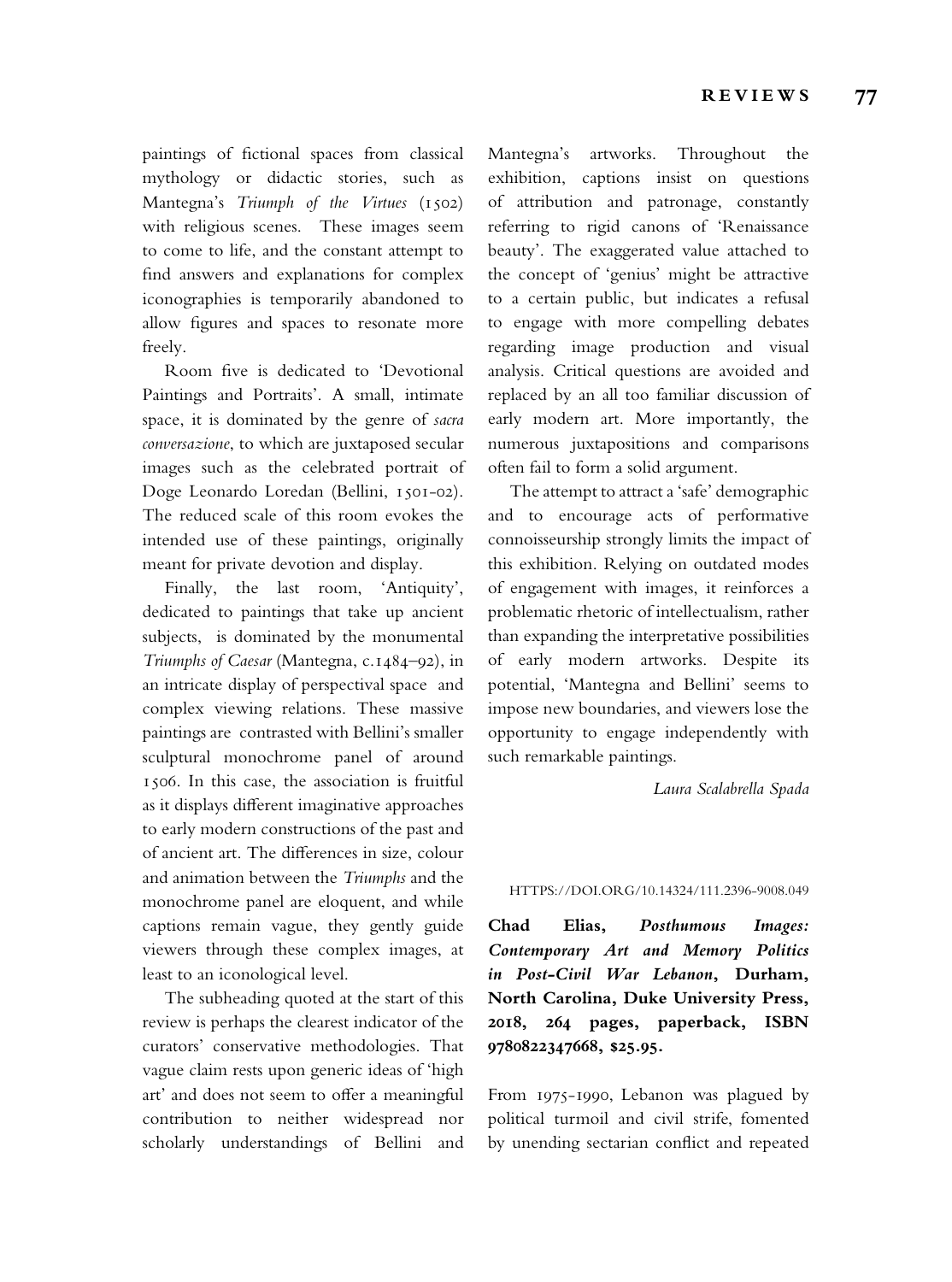paintings of fictional spaces from classical mythology or didactic stories, such as Mantegna's *Triumph of the Virtues* (1502) with religious scenes. These images seem to come to life, and the constant attempt to find answers and explanations for complex iconographies is temporarily abandoned to allow figures and spaces to resonate more freely.

Room five is dedicated to 'Devotional Paintings and Portraits'. A small, intimate space, it is dominated by the genre of *sacra conversazione*, to which are juxtaposed secular images such as the celebrated portrait of Doge Leonardo Loredan (Bellini, 1501-02). The reduced scale of this room evokes the intended use of these paintings, originally meant for private devotion and display.

Finally, the last room, 'Antiquity', dedicated to paintings that take up ancient subjects, is dominated by the monumental *Triumphs of Caesar* (Mantegna, c.1484–92), in an intricate display of perspectival space and complex viewing relations. These massive paintings are contrasted with Bellini's smaller sculptural monochrome panel of around 1506. In this case, the association is fruitful as it displays different imaginative approaches to early modern constructions of the past and of ancient art. The differences in size, colour and animation between the *Triumphs* and the monochrome panel are eloquent, and while captions remain vague, they gently guide viewers through these complex images, at least to an iconological level.

The subheading quoted at the start of this review is perhaps the clearest indicator of the curators' conservative methodologies. That vague claim rests upon generic ideas of 'high art' and does not seem to offer a meaningful contribution to neither widespread nor scholarly understandings of Bellini and Mantegna's artworks. Throughout the exhibition, captions insist on questions of attribution and patronage, constantly referring to rigid canons of 'Renaissance beauty'. The exaggerated value attached to the concept of 'genius' might be attractive to a certain public, but indicates a refusal to engage with more compelling debates regarding image production and visual analysis. Critical questions are avoided and replaced by an all too familiar discussion of early modern art. More importantly, the numerous juxtapositions and comparisons often fail to form a solid argument.

The attempt to attract a 'safe' demographic and to encourage acts of performative connoisseurship strongly limits the impact of this exhibition. Relying on outdated modes of engagement with images, it reinforces a problematic rhetoric of intellectualism, rather than expanding the interpretative possibilities of early modern artworks. Despite its potential, 'Mantegna and Bellini' seems to impose new boundaries, and viewers lose the opportunity to engage independently with such remarkable paintings.

*Laura Scalabrella Spada*

HTTPS://DOI.ORG/10.14324/111.2396-9008.049

**Chad Elias, *Posthumous Images: Contemporary Art and Memory Politics in Post-Civil War Lebanon*, Durham, North Carolina, Duke University Press, 2018, 264 pages, paperback, ISBN 9780822347668, $25.95.**

From 1975-1990, Lebanon was plagued by political turmoil and civil strife, fomented by unending sectarian conflict and repeated